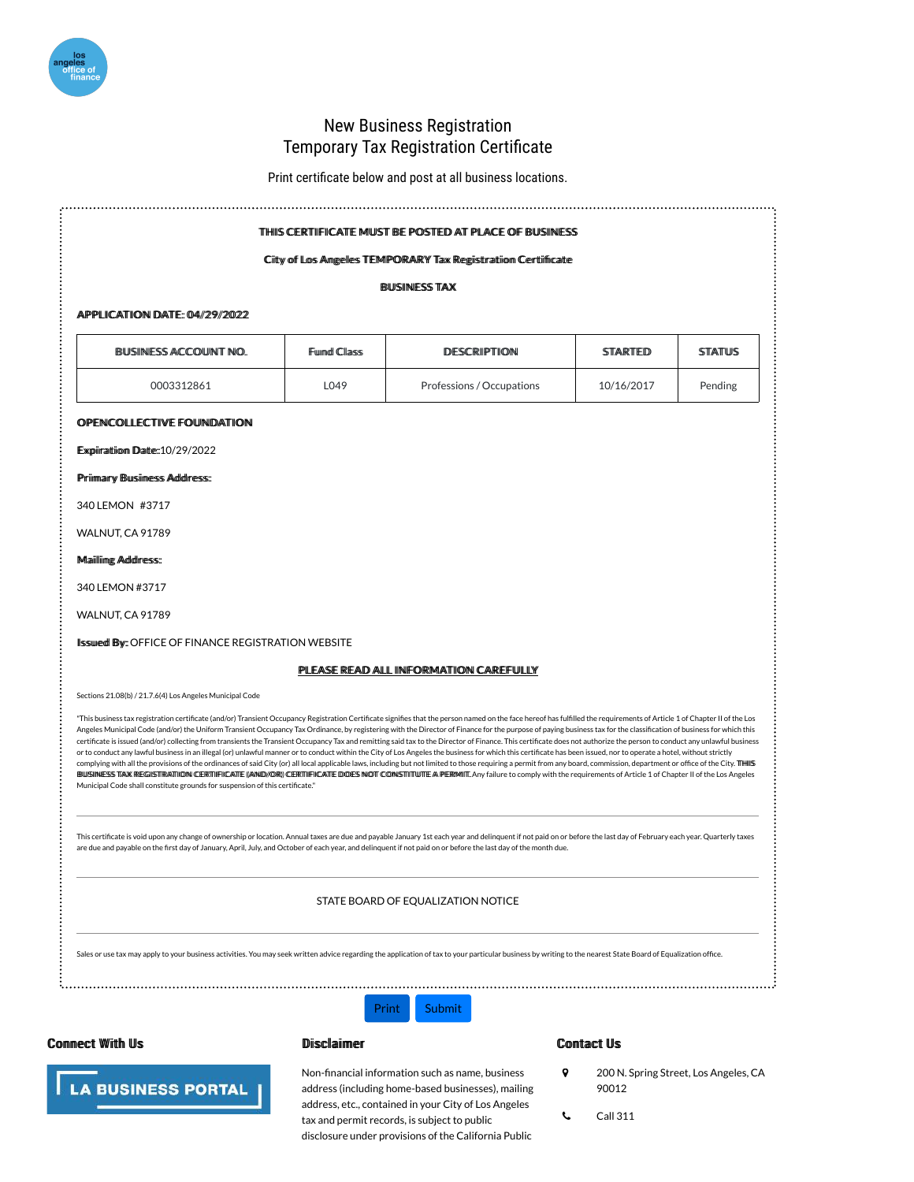los angeles office of finance

# New Business Registration
# Temporary Tax Registration Certificate

Print certificate below and post at all business locations.

**THIS CERTIFICATE MUST BE POSTED AT PLACE OF BUSINESS**

**City of Los Angeles TEMPORARY Tax Registration Certificate**

**BUSINESS TAX**

**APPLICATION DATE: 04/29/2022**

| BUSINESS ACCOUNT NO. | Fund Class | DESCRIPTION | STARTED | STATUS |
|---|---|---|---|---|
| 0003312861 | L049 | Professions / Occupations | 10/16/2017 | Pending |

**OPENCOLLECTIVE FOUNDATION**

**Expiration Date:**10/29/2022

**Primary Business Address:**

340 LEMON #3717

WALNUT, CA 91789

**Mailing Address:**

340 LEMON #3717

WALNUT, CA 91789

**Issued By:** OFFICE OF FINANCE REGISTRATION WEBSITE

**PLEASE READ ALL INFORMATION CAREFULLY**

Sections 21.08(b) / 21.7.6(4) Los Angeles Municipal Code

"This business tax registration certificate (and/or) Transient Occupancy Registration Certificate signifies that the person named on the face hereof has fulfilled the requirements of Article 1 of Chapter II of the Los Angeles Municipal Code (and/or) the Uniform Transient Occupancy Tax Ordinance, by registering with the Director of Finance for the purpose of paying business tax for the classification of business for which this certificate is issued (and/or) collecting from transients the Transient Occupancy Tax and remitting said tax to the Director of Finance. This certificate does not authorize the person to conduct any unlawful business or to conduct any lawful business in an illegal (or) unlawful manner or to conduct within the City of Los Angeles the business for which this certificate has been issued, nor to operate a hotel, without strictly complying with all the provisions of the ordinances of said City (or) all local applicable laws, including but not limited to those requiring a permit from any board, commission, department or office of the City. **THIS BUSINESS TAX REGISTRATION CERTIFICATE (AND/OR) CERTIFICATE DOES NOT CONSTITUTE A PERMIT.** Any failure to comply with the requirements of Article 1 of Chapter II of the Los Angeles Municipal Code shall constitute grounds for suspension of this certificate."

---

This certificate is void upon any change of ownership or location. Annual taxes are due and payable January 1st each year and delinquent if not paid on or before the last day of February each year. Quarterly taxes are due and payable on the first day of January, April, July, and October of each year, and delinquent if not paid on or before the last day of the month due.

---

STATE BOARD OF EQUALIZATION NOTICE

---

Sales or use tax may apply to your business activities. You may seek written advice regarding the application of tax to your particular business by writing to the nearest State Board of Equalization office.

Print Submit

### Connect With Us

LA BUSINESS PORTAL

### Disclaimer

Non-financial information such as name, business address (including home-based businesses), mailing address, etc., contained in your City of Los Angeles tax and permit records, is subject to public disclosure under provisions of the California Public

### Contact Us

200 N. Spring Street, Los Angeles, CA 90012

Call 311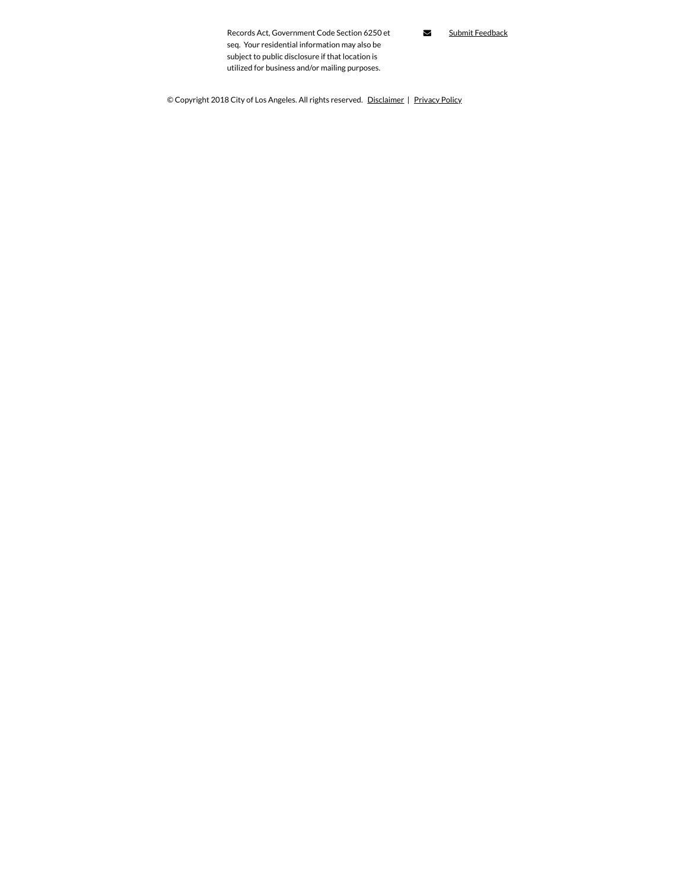Records Act, Government Code Section 6250 et seq. Your residential information may also be subject to public disclosure if that location is utilized for business and/or mailing purposes.

Submit Feedback

© Copyright 2018 City of Los Angeles. All rights reserved. Disclaimer | Privacy Policy